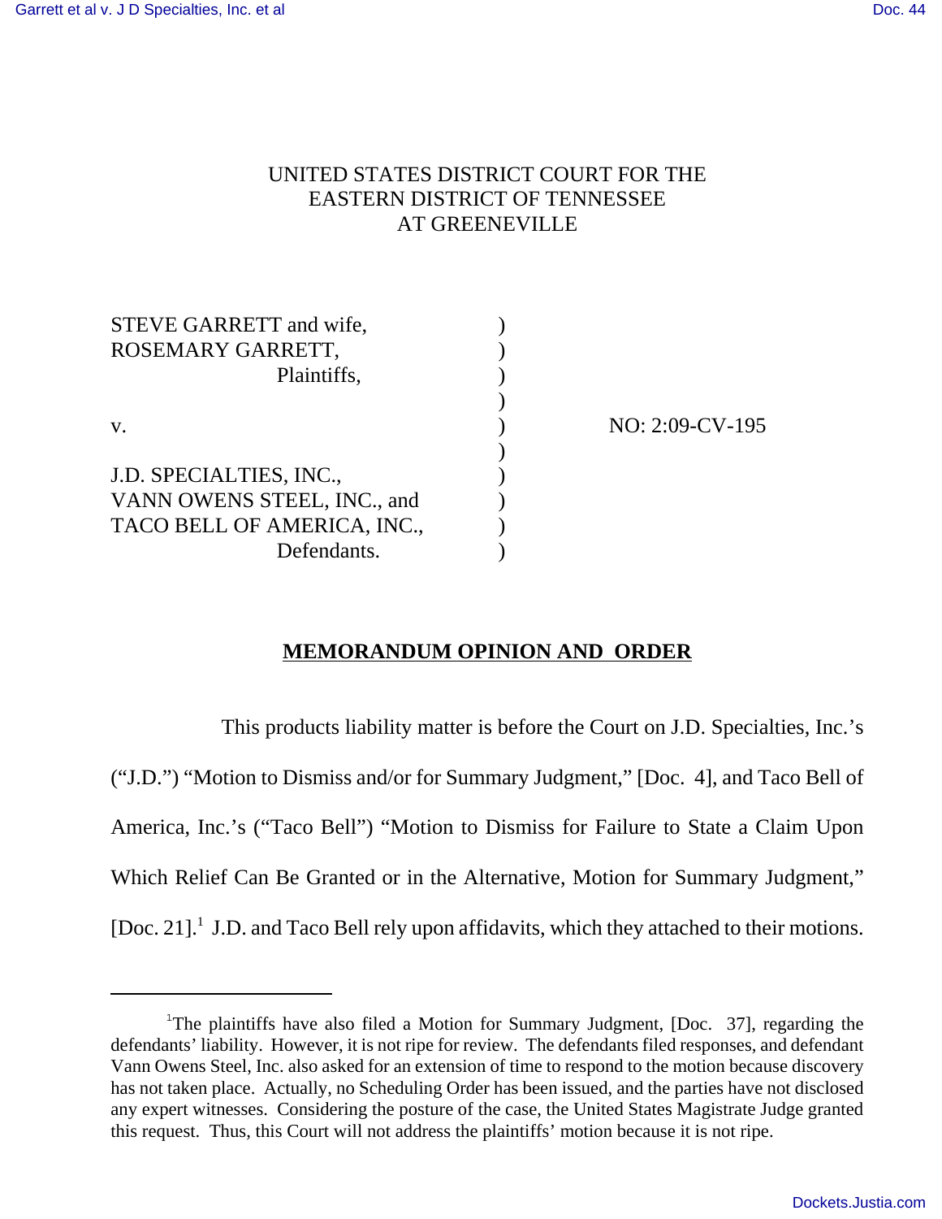UNITED STATES DISTRICT COURT FOR THE
EASTERN DISTRICT OF TENNESSEE
AT GREENEVILLE

| | | |
|---|---|---|
| STEVE GARRETT and wife, ROSEMARY GARRETT, Plaintiffs, | ) | |
| v. | ) | NO: 2:09-CV-195 |
| J.D. SPECIALTIES, INC., VANN OWENS STEEL, INC., and TACO BELL OF AMERICA, INC., Defendants. | ) | |

## **MEMORANDUM OPINION AND ORDER**

This products liability matter is before the Court on J.D. Specialties, Inc.'s ("J.D.") "Motion to Dismiss and/or for Summary Judgment," [Doc. 4], and Taco Bell of America, Inc.'s ("Taco Bell") "Motion to Dismiss for Failure to State a Claim Upon Which Relief Can Be Granted or in the Alternative, Motion for Summary Judgment," [Doc. 21].[1] J.D. and Taco Bell rely upon affidavits, which they attached to their motions.

---

[1]The plaintiffs have also filed a Motion for Summary Judgment, [Doc. 37], regarding the defendants' liability. However, it is not ripe for review. The defendants filed responses, and defendant Vann Owens Steel, Inc. also asked for an extension of time to respond to the motion because discovery has not taken place. Actually, no Scheduling Order has been issued, and the parties have not disclosed any expert witnesses. Considering the posture of the case, the United States Magistrate Judge granted this request. Thus, this Court will not address the plaintiffs' motion because it is not ripe.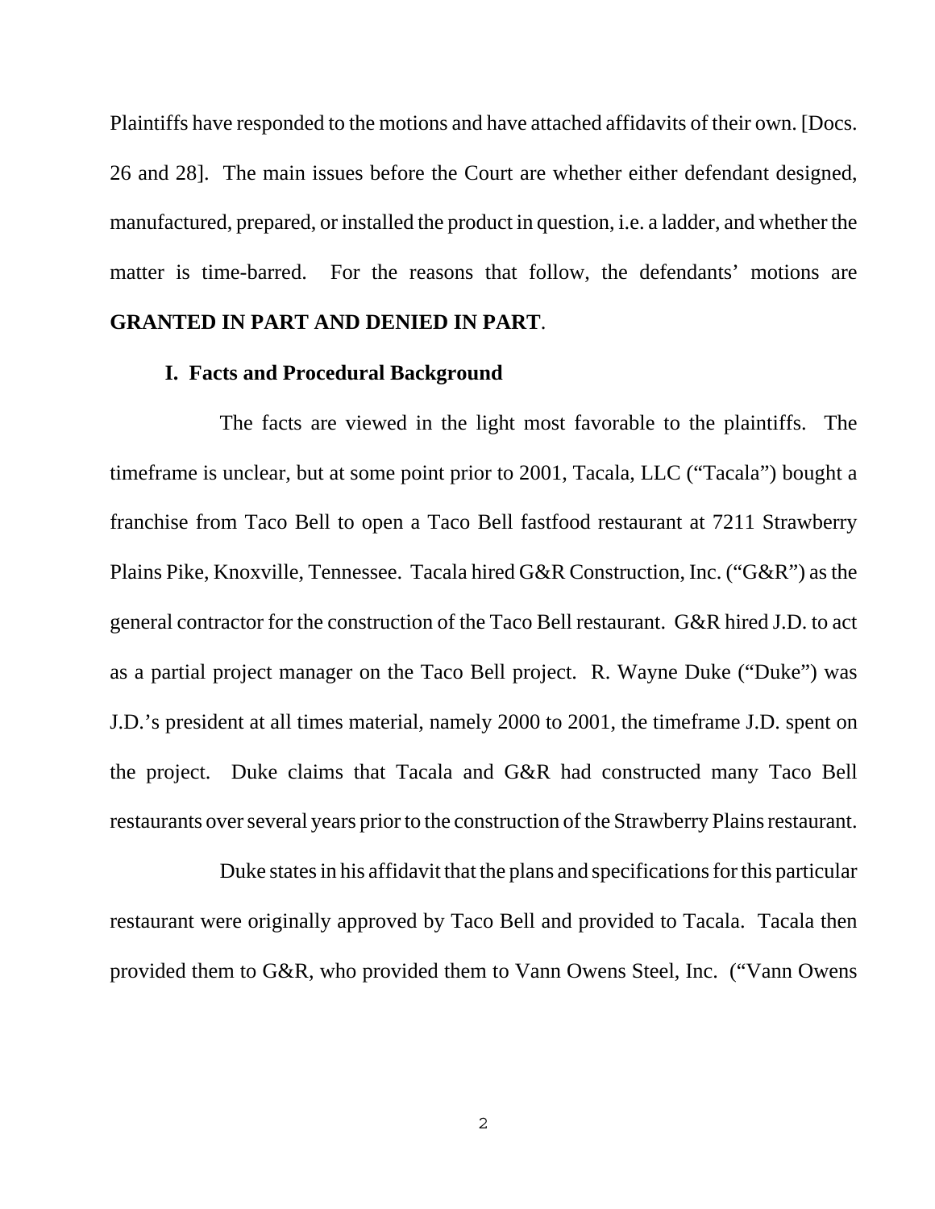Plaintiffs have responded to the motions and have attached affidavits of their own. [Docs. 26 and 28]. The main issues before the Court are whether either defendant designed, manufactured, prepared, or installed the product in question, i.e. a ladder, and whether the matter is time-barred. For the reasons that follow, the defendants' motions are **GRANTED IN PART AND DENIED IN PART**.

## I. Facts and Procedural Background

The facts are viewed in the light most favorable to the plaintiffs. The timeframe is unclear, but at some point prior to 2001, Tacala, LLC ("Tacala") bought a franchise from Taco Bell to open a Taco Bell fastfood restaurant at 7211 Strawberry Plains Pike, Knoxville, Tennessee. Tacala hired G&R Construction, Inc. ("G&R") as the general contractor for the construction of the Taco Bell restaurant. G&R hired J.D. to act as a partial project manager on the Taco Bell project. R. Wayne Duke ("Duke") was J.D.'s president at all times material, namely 2000 to 2001, the timeframe J.D. spent on the project. Duke claims that Tacala and G&R had constructed many Taco Bell restaurants over several years prior to the construction of the Strawberry Plains restaurant.

Duke states in his affidavit that the plans and specifications for this particular restaurant were originally approved by Taco Bell and provided to Tacala. Tacala then provided them to G&R, who provided them to Vann Owens Steel, Inc. ("Vann Owens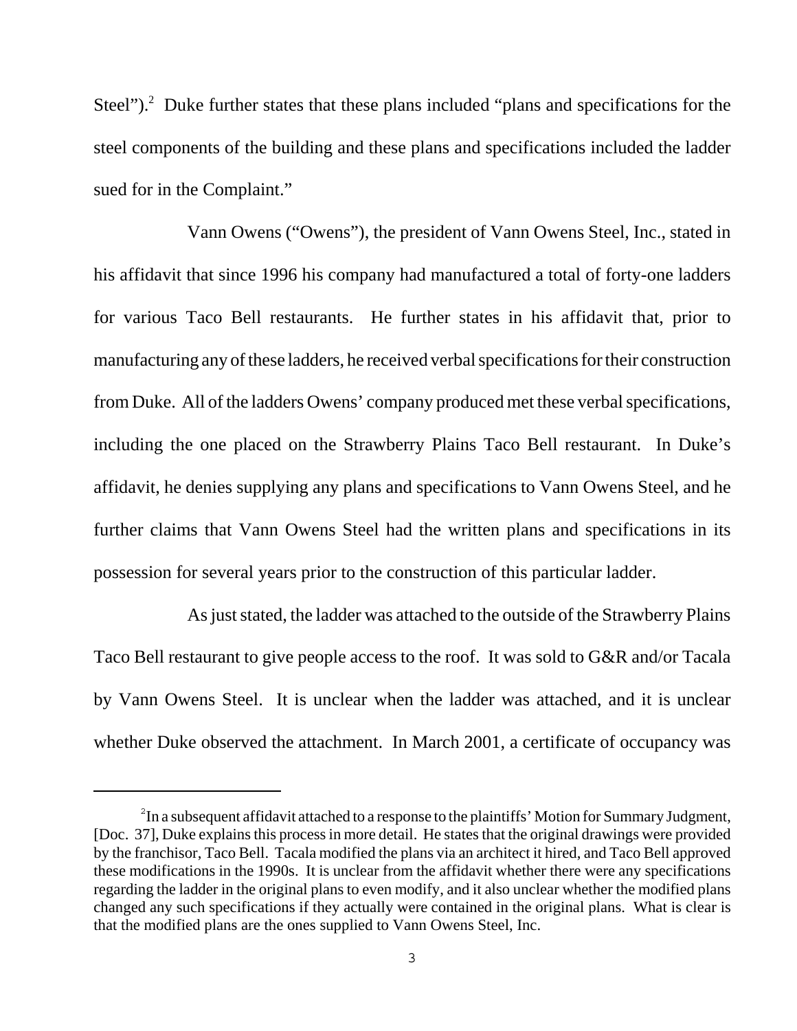Steel").[2] Duke further states that these plans included "plans and specifications for the steel components of the building and these plans and specifications included the ladder sued for in the Complaint."

Vann Owens ("Owens"), the president of Vann Owens Steel, Inc., stated in his affidavit that since 1996 his company had manufactured a total of forty-one ladders for various Taco Bell restaurants. He further states in his affidavit that, prior to manufacturing any of these ladders, he received verbal specifications for their construction from Duke. All of the ladders Owens' company produced met these verbal specifications, including the one placed on the Strawberry Plains Taco Bell restaurant. In Duke's affidavit, he denies supplying any plans and specifications to Vann Owens Steel, and he further claims that Vann Owens Steel had the written plans and specifications in its possession for several years prior to the construction of this particular ladder.

As just stated, the ladder was attached to the outside of the Strawberry Plains Taco Bell restaurant to give people access to the roof. It was sold to G&R and/or Tacala by Vann Owens Steel. It is unclear when the ladder was attached, and it is unclear whether Duke observed the attachment. In March 2001, a certificate of occupancy was

---

[2] In a subsequent affidavit attached to a response to the plaintiffs' Motion for Summary Judgment, [Doc. 37], Duke explains this process in more detail. He states that the original drawings were provided by the franchisor, Taco Bell. Tacala modified the plans via an architect it hired, and Taco Bell approved these modifications in the 1990s. It is unclear from the affidavit whether there were any specifications regarding the ladder in the original plans to even modify, and it also unclear whether the modified plans changed any such specifications if they actually were contained in the original plans. What is clear is that the modified plans are the ones supplied to Vann Owens Steel, Inc.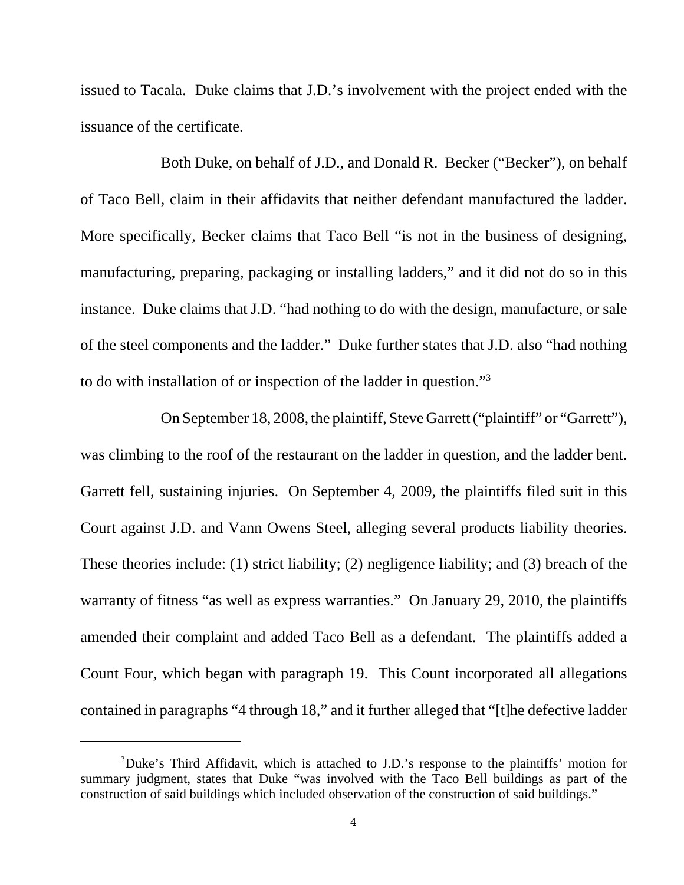issued to Tacala. Duke claims that J.D.'s involvement with the project ended with the issuance of the certificate.

Both Duke, on behalf of J.D., and Donald R. Becker ("Becker"), on behalf of Taco Bell, claim in their affidavits that neither defendant manufactured the ladder. More specifically, Becker claims that Taco Bell "is not in the business of designing, manufacturing, preparing, packaging or installing ladders," and it did not do so in this instance. Duke claims that J.D. "had nothing to do with the design, manufacture, or sale of the steel components and the ladder." Duke further states that J.D. also "had nothing to do with installation of or inspection of the ladder in question."[3]

On September 18, 2008, the plaintiff, Steve Garrett ("plaintiff" or "Garrett"), was climbing to the roof of the restaurant on the ladder in question, and the ladder bent. Garrett fell, sustaining injuries. On September 4, 2009, the plaintiffs filed suit in this Court against J.D. and Vann Owens Steel, alleging several products liability theories. These theories include: (1) strict liability; (2) negligence liability; and (3) breach of the warranty of fitness "as well as express warranties." On January 29, 2010, the plaintiffs amended their complaint and added Taco Bell as a defendant. The plaintiffs added a Count Four, which began with paragraph 19. This Count incorporated all allegations contained in paragraphs "4 through 18," and it further alleged that "[t]he defective ladder

---

[3]Duke's Third Affidavit, which is attached to J.D.'s response to the plaintiffs' motion for summary judgment, states that Duke "was involved with the Taco Bell buildings as part of the construction of said buildings which included observation of the construction of said buildings."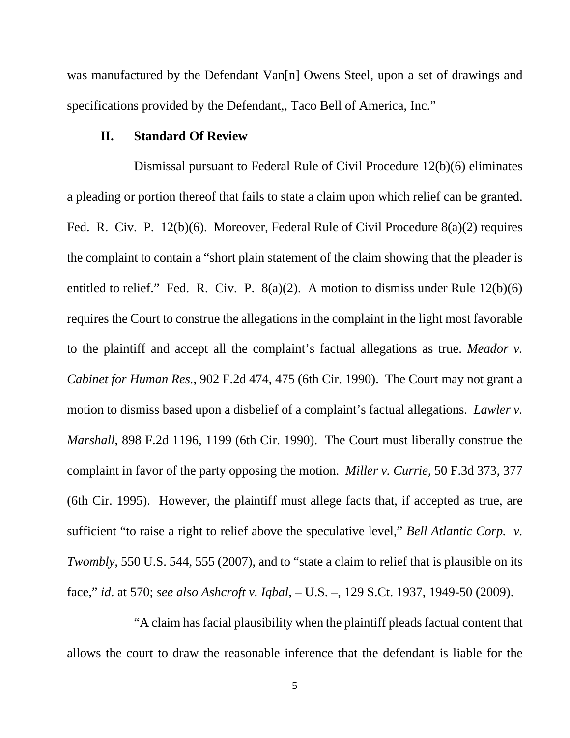was manufactured by the Defendant Van[n] Owens Steel, upon a set of drawings and specifications provided by the Defendant,, Taco Bell of America, Inc."

## II. Standard Of Review

Dismissal pursuant to Federal Rule of Civil Procedure 12(b)(6) eliminates a pleading or portion thereof that fails to state a claim upon which relief can be granted. Fed. R. Civ. P. 12(b)(6). Moreover, Federal Rule of Civil Procedure 8(a)(2) requires the complaint to contain a "short plain statement of the claim showing that the pleader is entitled to relief." Fed. R. Civ. P. 8(a)(2). A motion to dismiss under Rule 12(b)(6) requires the Court to construe the allegations in the complaint in the light most favorable to the plaintiff and accept all the complaint's factual allegations as true. *Meador v. Cabinet for Human Res.*, 902 F.2d 474, 475 (6th Cir. 1990). The Court may not grant a motion to dismiss based upon a disbelief of a complaint's factual allegations. *Lawler v. Marshall*, 898 F.2d 1196, 1199 (6th Cir. 1990). The Court must liberally construe the complaint in favor of the party opposing the motion. *Miller v. Currie*, 50 F.3d 373, 377 (6th Cir. 1995). However, the plaintiff must allege facts that, if accepted as true, are sufficient "to raise a right to relief above the speculative level," *Bell Atlantic Corp. v. Twombly*, 550 U.S. 544, 555 (2007), and to "state a claim to relief that is plausible on its face," *id.* at 570; *see also Ashcroft v. Iqbal*, – U.S. –, 129 S.Ct. 1937, 1949-50 (2009).

"A claim has facial plausibility when the plaintiff pleads factual content that allows the court to draw the reasonable inference that the defendant is liable for the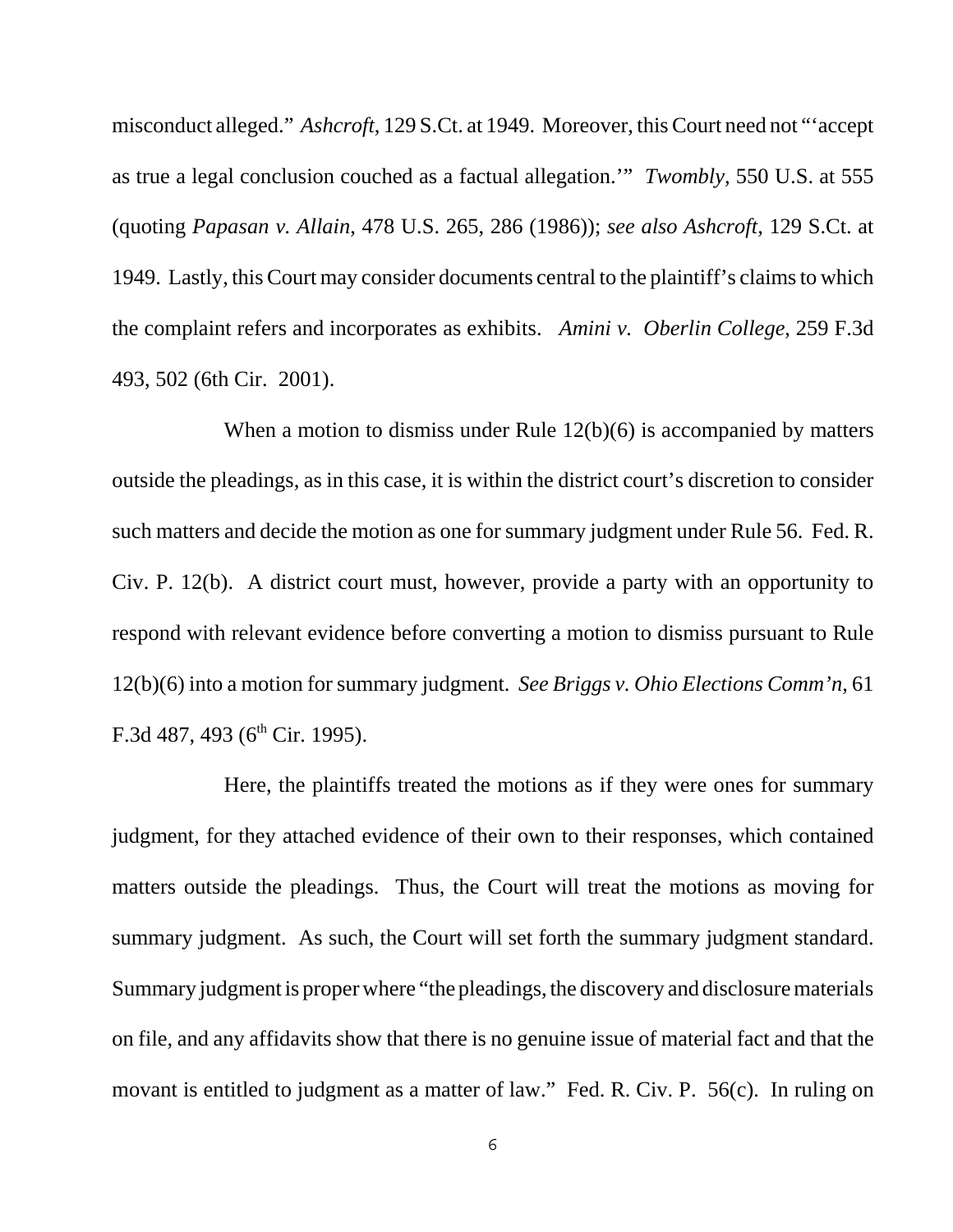misconduct alleged." *Ashcroft*, 129 S.Ct. at 1949. Moreover, this Court need not "'accept as true a legal conclusion couched as a factual allegation.'" *Twombly*, 550 U.S. at 555 (quoting *Papasan v. Allain*, 478 U.S. 265, 286 (1986)); *see also Ashcroft*, 129 S.Ct. at 1949. Lastly, this Court may consider documents central to the plaintiff's claims to which the complaint refers and incorporates as exhibits. *Amini v. Oberlin College*, 259 F.3d 493, 502 (6th Cir. 2001).

When a motion to dismiss under Rule 12(b)(6) is accompanied by matters outside the pleadings, as in this case, it is within the district court's discretion to consider such matters and decide the motion as one for summary judgment under Rule 56. Fed. R. Civ. P. 12(b). A district court must, however, provide a party with an opportunity to respond with relevant evidence before converting a motion to dismiss pursuant to Rule 12(b)(6) into a motion for summary judgment. *See Briggs v. Ohio Elections Comm'n*, 61 F.3d 487, 493 (6th Cir. 1995).

Here, the plaintiffs treated the motions as if they were ones for summary judgment, for they attached evidence of their own to their responses, which contained matters outside the pleadings. Thus, the Court will treat the motions as moving for summary judgment. As such, the Court will set forth the summary judgment standard. Summary judgment is proper where "the pleadings, the discovery and disclosure materials on file, and any affidavits show that there is no genuine issue of material fact and that the movant is entitled to judgment as a matter of law." Fed. R. Civ. P. 56(c). In ruling on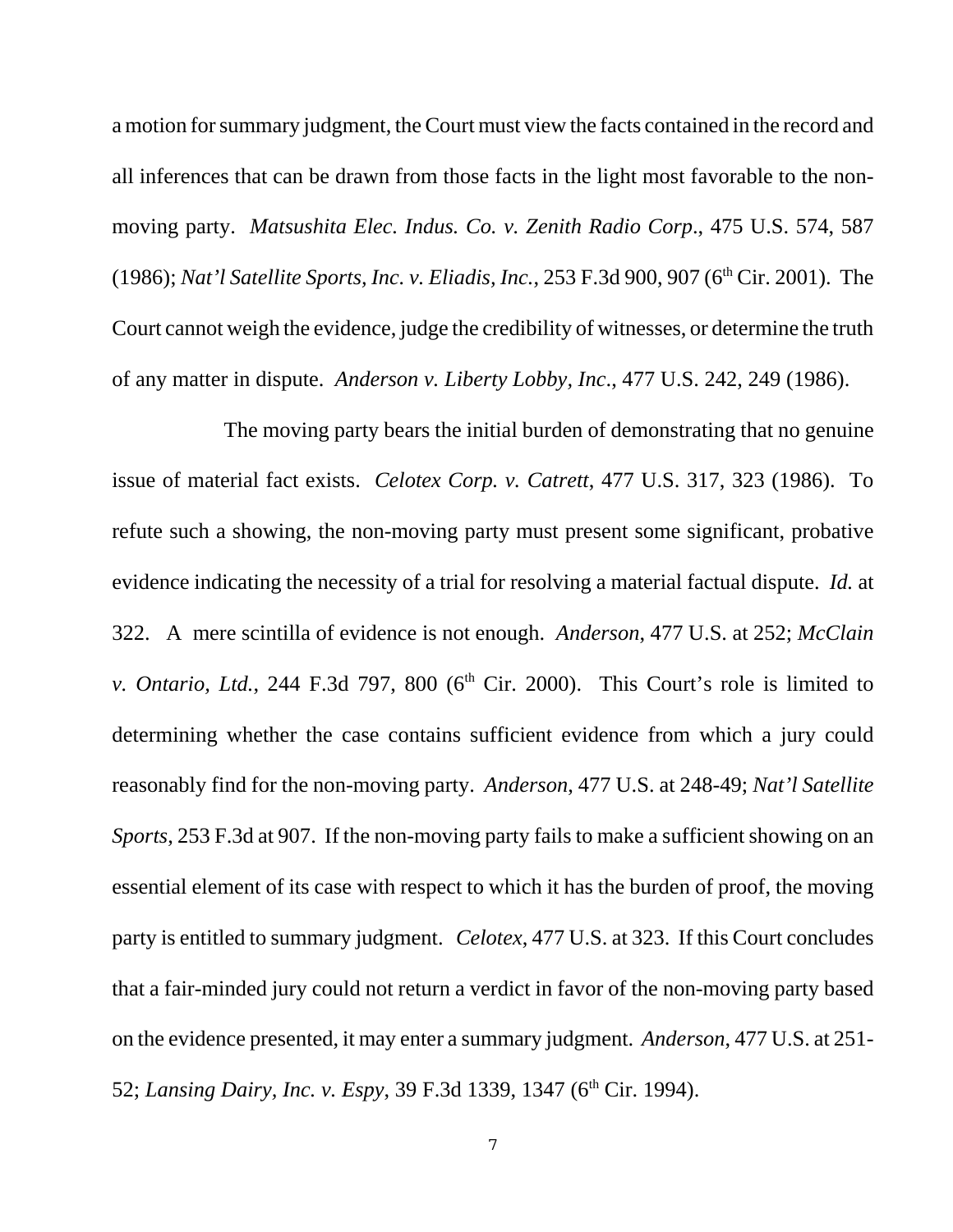a motion for summary judgment, the Court must view the facts contained in the record and all inferences that can be drawn from those facts in the light most favorable to the non-moving party. *Matsushita Elec. Indus. Co. v. Zenith Radio Corp*., 475 U.S. 574, 587 (1986); *Nat'l Satellite Sports, Inc. v. Eliadis, Inc.*, 253 F.3d 900, 907 (6th Cir. 2001). The Court cannot weigh the evidence, judge the credibility of witnesses, or determine the truth of any matter in dispute. *Anderson v. Liberty Lobby, Inc*., 477 U.S. 242, 249 (1986).

The moving party bears the initial burden of demonstrating that no genuine issue of material fact exists. *Celotex Corp. v. Catrett*, 477 U.S. 317, 323 (1986). To refute such a showing, the non-moving party must present some significant, probative evidence indicating the necessity of a trial for resolving a material factual dispute. *Id.* at 322. A mere scintilla of evidence is not enough. *Anderson*, 477 U.S. at 252; *McClain v. Ontario, Ltd.*, 244 F.3d 797, 800 (6th Cir. 2000). This Court's role is limited to determining whether the case contains sufficient evidence from which a jury could reasonably find for the non-moving party. *Anderson*, 477 U.S. at 248-49; *Nat'l Satellite Sports*, 253 F.3d at 907. If the non-moving party fails to make a sufficient showing on an essential element of its case with respect to which it has the burden of proof, the moving party is entitled to summary judgment. *Celotex*, 477 U.S. at 323. If this Court concludes that a fair-minded jury could not return a verdict in favor of the non-moving party based on the evidence presented, it may enter a summary judgment. *Anderson*, 477 U.S. at 251-52; *Lansing Dairy, Inc. v. Espy*, 39 F.3d 1339, 1347 (6th Cir. 1994).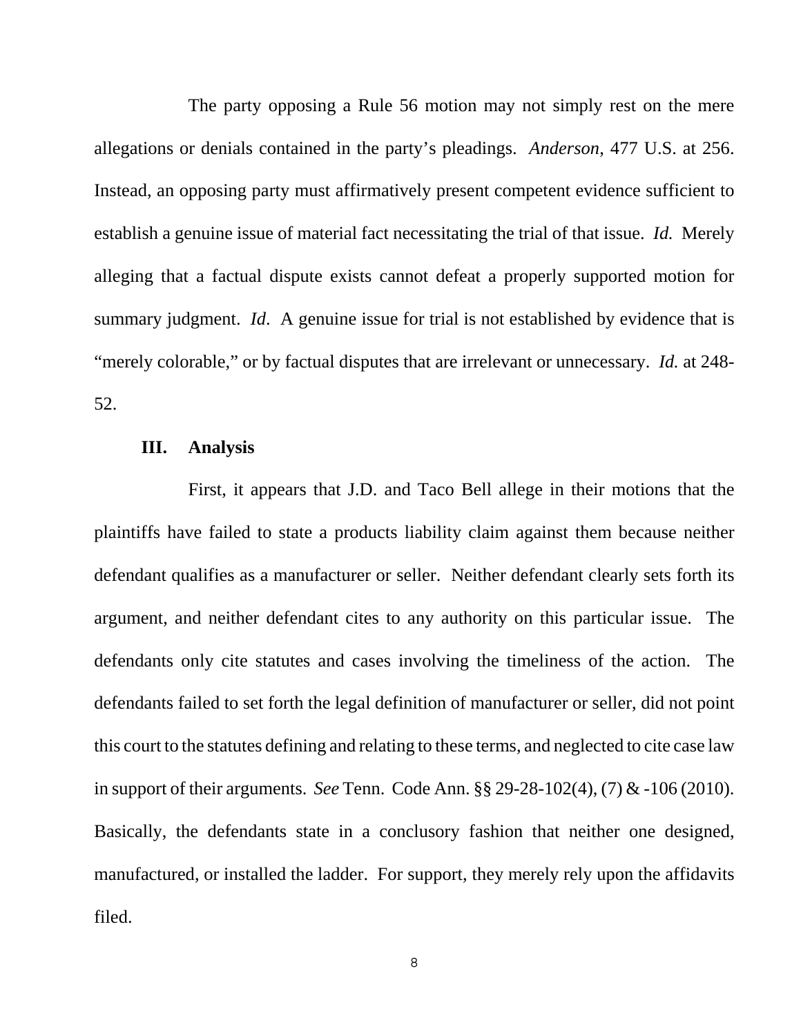The party opposing a Rule 56 motion may not simply rest on the mere allegations or denials contained in the party's pleadings. *Anderson*, 477 U.S. at 256. Instead, an opposing party must affirmatively present competent evidence sufficient to establish a genuine issue of material fact necessitating the trial of that issue. *Id.* Merely alleging that a factual dispute exists cannot defeat a properly supported motion for summary judgment. *Id*. A genuine issue for trial is not established by evidence that is "merely colorable," or by factual disputes that are irrelevant or unnecessary. *Id.* at 248-52.

## III. Analysis

First, it appears that J.D. and Taco Bell allege in their motions that the plaintiffs have failed to state a products liability claim against them because neither defendant qualifies as a manufacturer or seller. Neither defendant clearly sets forth its argument, and neither defendant cites to any authority on this particular issue. The defendants only cite statutes and cases involving the timeliness of the action. The defendants failed to set forth the legal definition of manufacturer or seller, did not point this court to the statutes defining and relating to these terms, and neglected to cite case law in support of their arguments. *See* Tenn. Code Ann. §§ 29-28-102(4), (7) & -106 (2010). Basically, the defendants state in a conclusory fashion that neither one designed, manufactured, or installed the ladder. For support, they merely rely upon the affidavits filed.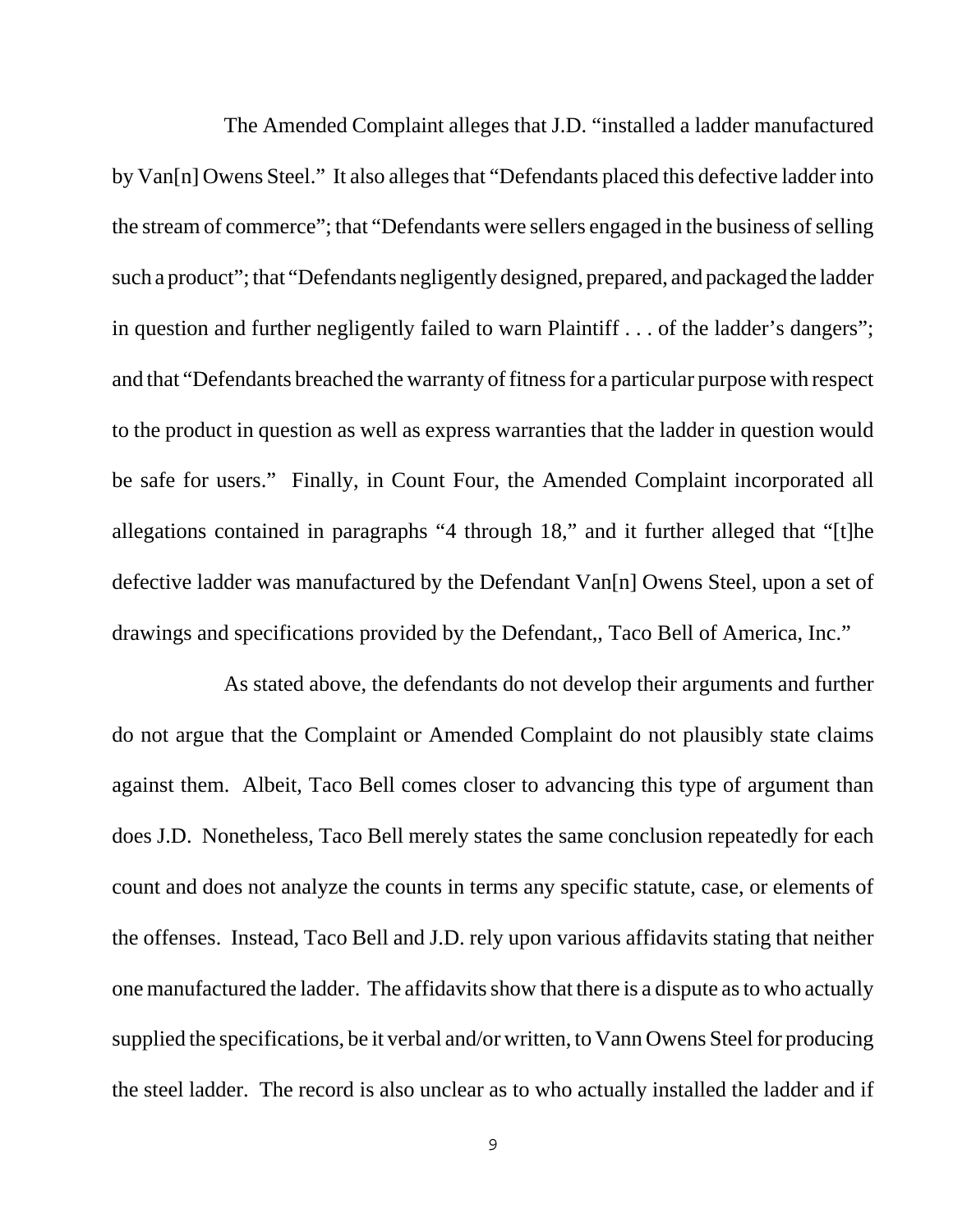The Amended Complaint alleges that J.D. "installed a ladder manufactured by Van[n] Owens Steel." It also alleges that "Defendants placed this defective ladder into the stream of commerce"; that "Defendants were sellers engaged in the business of selling such a product"; that "Defendants negligently designed, prepared, and packaged the ladder in question and further negligently failed to warn Plaintiff . . . of the ladder's dangers"; and that "Defendants breached the warranty of fitness for a particular purpose with respect to the product in question as well as express warranties that the ladder in question would be safe for users." Finally, in Count Four, the Amended Complaint incorporated all allegations contained in paragraphs "4 through 18," and it further alleged that "[t]he defective ladder was manufactured by the Defendant Van[n] Owens Steel, upon a set of drawings and specifications provided by the Defendant,, Taco Bell of America, Inc."

As stated above, the defendants do not develop their arguments and further do not argue that the Complaint or Amended Complaint do not plausibly state claims against them. Albeit, Taco Bell comes closer to advancing this type of argument than does J.D. Nonetheless, Taco Bell merely states the same conclusion repeatedly for each count and does not analyze the counts in terms any specific statute, case, or elements of the offenses. Instead, Taco Bell and J.D. rely upon various affidavits stating that neither one manufactured the ladder. The affidavits show that there is a dispute as to who actually supplied the specifications, be it verbal and/or written, to Vann Owens Steel for producing the steel ladder. The record is also unclear as to who actually installed the ladder and if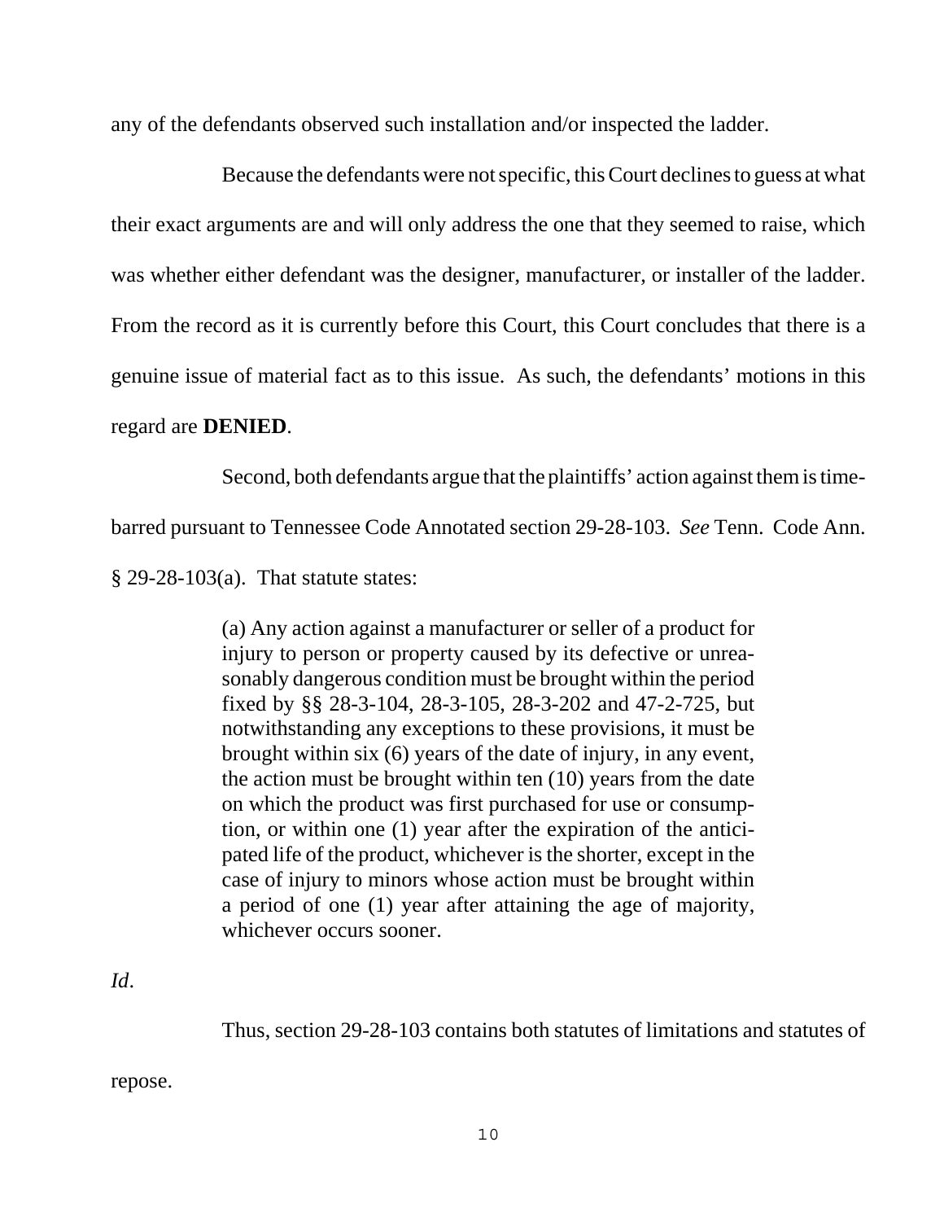any of the defendants observed such installation and/or inspected the ladder.

Because the defendants were not specific, this Court declines to guess at what their exact arguments are and will only address the one that they seemed to raise, which was whether either defendant was the designer, manufacturer, or installer of the ladder. From the record as it is currently before this Court, this Court concludes that there is a genuine issue of material fact as to this issue. As such, the defendants' motions in this regard are **DENIED**.

Second, both defendants argue that the plaintiffs' action against them is time-barred pursuant to Tennessee Code Annotated section 29-28-103. *See* Tenn. Code Ann. § 29-28-103(a). That statute states:

> (a) Any action against a manufacturer or seller of a product for injury to person or property caused by its defective or unreasonably dangerous condition must be brought within the period fixed by §§ 28-3-104, 28-3-105, 28-3-202 and 47-2-725, but notwithstanding any exceptions to these provisions, it must be brought within six (6) years of the date of injury, in any event, the action must be brought within ten (10) years from the date on which the product was first purchased for use or consumption, or within one (1) year after the expiration of the anticipated life of the product, whichever is the shorter, except in the case of injury to minors whose action must be brought within a period of one (1) year after attaining the age of majority, whichever occurs sooner.

*Id*.

Thus, section 29-28-103 contains both statutes of limitations and statutes of repose.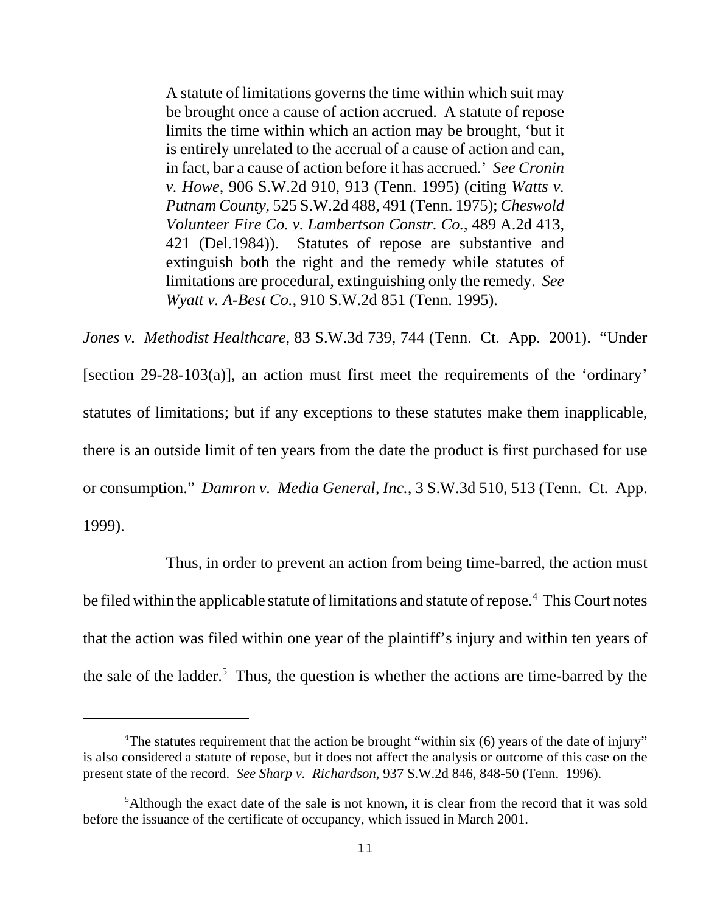> A statute of limitations governs the time within which suit may be brought once a cause of action accrued. A statute of repose limits the time within which an action may be brought, 'but it is entirely unrelated to the accrual of a cause of action and can, in fact, bar a cause of action before it has accrued.' *See Cronin v. Howe*, 906 S.W.2d 910, 913 (Tenn. 1995) (citing *Watts v. Putnam County*, 525 S.W.2d 488, 491 (Tenn. 1975); *Cheswold Volunteer Fire Co. v. Lambertson Constr. Co.*, 489 A.2d 413, 421 (Del.1984)). Statutes of repose are substantive and extinguish both the right and the remedy while statutes of limitations are procedural, extinguishing only the remedy. *See Wyatt v. A-Best Co.*, 910 S.W.2d 851 (Tenn. 1995).

*Jones v. Methodist Healthcare*, 83 S.W.3d 739, 744 (Tenn. Ct. App. 2001). "Under [section 29-28-103(a)], an action must first meet the requirements of the 'ordinary' statutes of limitations; but if any exceptions to these statutes make them inapplicable, there is an outside limit of ten years from the date the product is first purchased for use or consumption." *Damron v. Media General, Inc.*, 3 S.W.3d 510, 513 (Tenn. Ct. App. 1999).

Thus, in order to prevent an action from being time-barred, the action must be filed within the applicable statute of limitations and statute of repose.[4] This Court notes that the action was filed within one year of the plaintiff's injury and within ten years of the sale of the ladder.[5] Thus, the question is whether the actions are time-barred by the

---

[4]The statutes requirement that the action be brought "within six (6) years of the date of injury" is also considered a statute of repose, but it does not affect the analysis or outcome of this case on the present state of the record. *See Sharp v. Richardson*, 937 S.W.2d 846, 848-50 (Tenn. 1996).

[5]Although the exact date of the sale is not known, it is clear from the record that it was sold before the issuance of the certificate of occupancy, which issued in March 2001.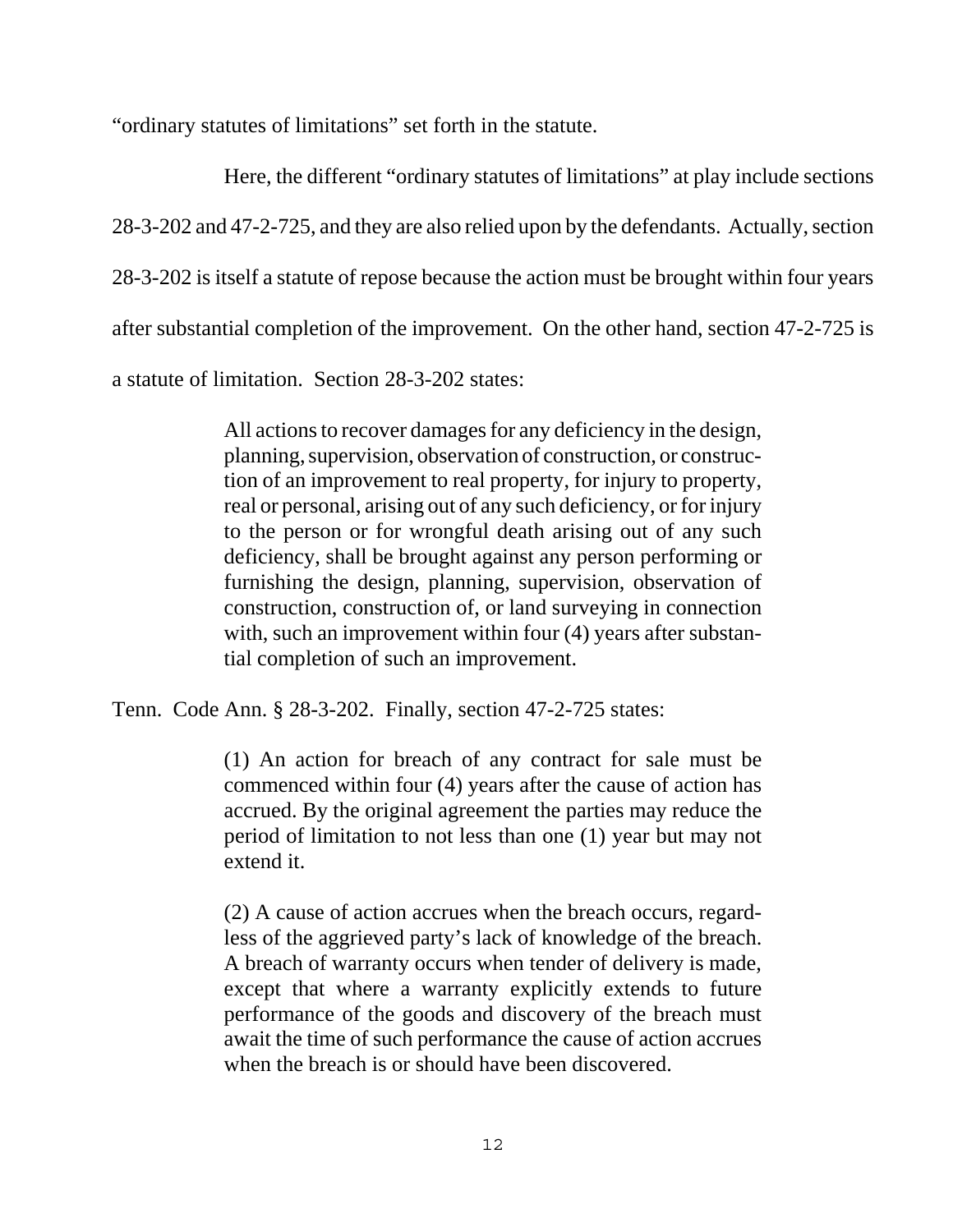"ordinary statutes of limitations" set forth in the statute.

Here, the different "ordinary statutes of limitations" at play include sections 28-3-202 and 47-2-725, and they are also relied upon by the defendants. Actually, section 28-3-202 is itself a statute of repose because the action must be brought within four years after substantial completion of the improvement. On the other hand, section 47-2-725 is a statute of limitation. Section 28-3-202 states:

> All actions to recover damages for any deficiency in the design, planning, supervision, observation of construction, or construction of an improvement to real property, for injury to property, real or personal, arising out of any such deficiency, or for injury to the person or for wrongful death arising out of any such deficiency, shall be brought against any person performing or furnishing the design, planning, supervision, observation of construction, construction of, or land surveying in connection with, such an improvement within four (4) years after substantial completion of such an improvement.

Tenn. Code Ann. § 28-3-202. Finally, section 47-2-725 states:

> (1) An action for breach of any contract for sale must be commenced within four (4) years after the cause of action has accrued. By the original agreement the parties may reduce the period of limitation to not less than one (1) year but may not extend it.
>
> (2) A cause of action accrues when the breach occurs, regardless of the aggrieved party's lack of knowledge of the breach. A breach of warranty occurs when tender of delivery is made, except that where a warranty explicitly extends to future performance of the goods and discovery of the breach must await the time of such performance the cause of action accrues when the breach is or should have been discovered.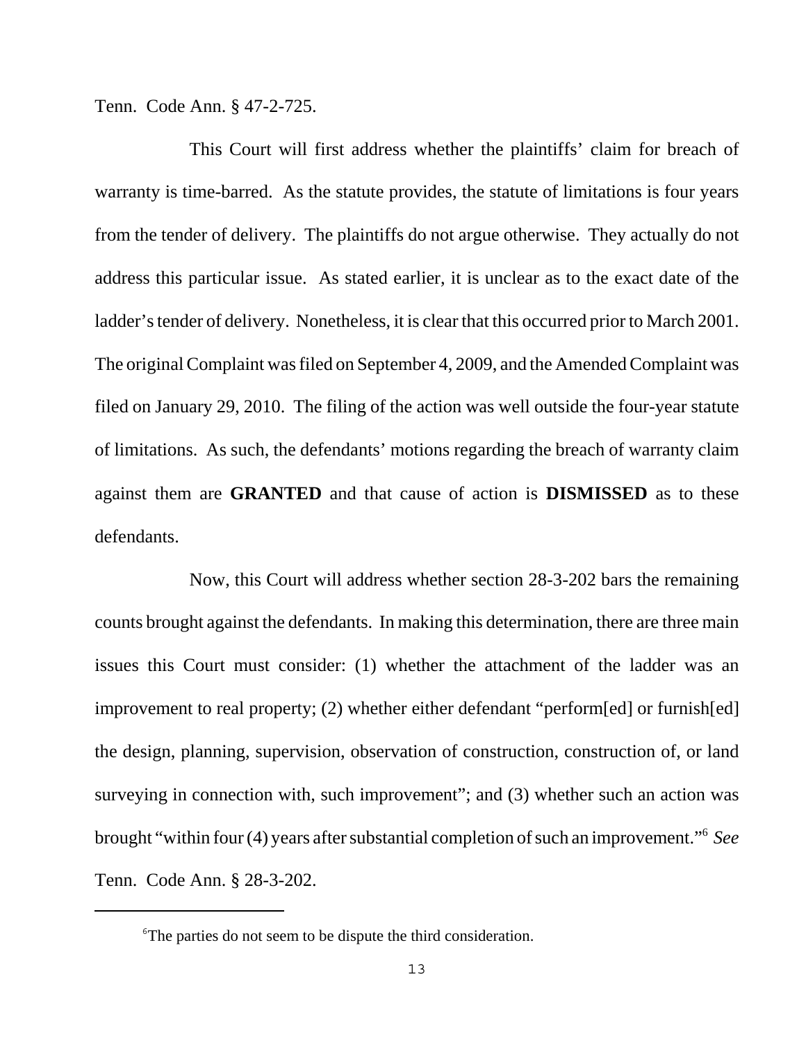Tenn. Code Ann. § 47-2-725.

This Court will first address whether the plaintiffs' claim for breach of warranty is time-barred. As the statute provides, the statute of limitations is four years from the tender of delivery. The plaintiffs do not argue otherwise. They actually do not address this particular issue. As stated earlier, it is unclear as to the exact date of the ladder's tender of delivery. Nonetheless, it is clear that this occurred prior to March 2001. The original Complaint was filed on September 4, 2009, and the Amended Complaint was filed on January 29, 2010. The filing of the action was well outside the four-year statute of limitations. As such, the defendants' motions regarding the breach of warranty claim against them are **GRANTED** and that cause of action is **DISMISSED** as to these defendants.

Now, this Court will address whether section 28-3-202 bars the remaining counts brought against the defendants. In making this determination, there are three main issues this Court must consider: (1) whether the attachment of the ladder was an improvement to real property; (2) whether either defendant "perform[ed] or furnish[ed] the design, planning, supervision, observation of construction, construction of, or land surveying in connection with, such improvement"; and (3) whether such an action was brought "within four (4) years after substantial completion of such an improvement."[6] *See* Tenn. Code Ann. § 28-3-202.

---

[6]The parties do not seem to be dispute the third consideration.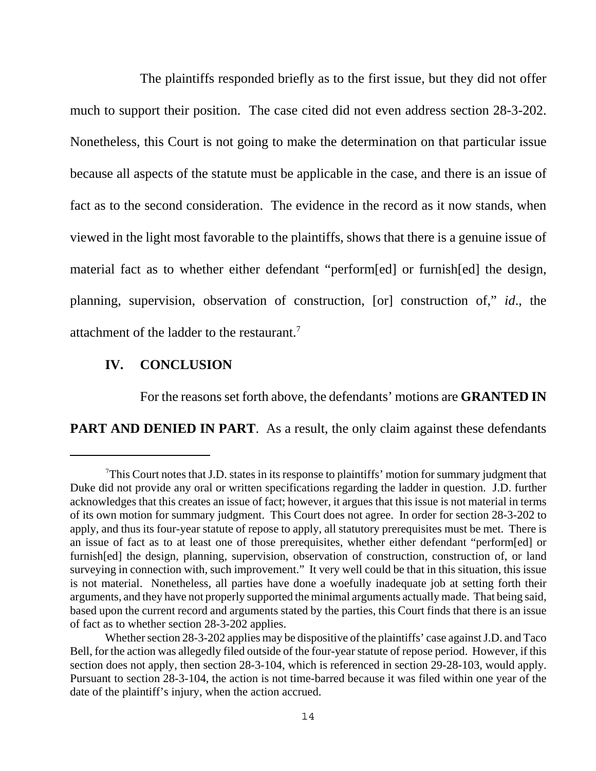The plaintiffs responded briefly as to the first issue, but they did not offer much to support their position. The case cited did not even address section 28-3-202. Nonetheless, this Court is not going to make the determination on that particular issue because all aspects of the statute must be applicable in the case, and there is an issue of fact as to the second consideration. The evidence in the record as it now stands, when viewed in the light most favorable to the plaintiffs, shows that there is a genuine issue of material fact as to whether either defendant "perform[ed] or furnish[ed] the design, planning, supervision, observation of construction, [or] construction of," *id*., the attachment of the ladder to the restaurant.[7]

## IV. CONCLUSION

For the reasons set forth above, the defendants' motions are **GRANTED IN PART AND DENIED IN PART**. As a result, the only claim against these defendants

---

[7] This Court notes that J.D. states in its response to plaintiffs' motion for summary judgment that Duke did not provide any oral or written specifications regarding the ladder in question. J.D. further acknowledges that this creates an issue of fact; however, it argues that this issue is not material in terms of its own motion for summary judgment. This Court does not agree. In order for section 28-3-202 to apply, and thus its four-year statute of repose to apply, all statutory prerequisites must be met. There is an issue of fact as to at least one of those prerequisites, whether either defendant "perform[ed] or furnish[ed] the design, planning, supervision, observation of construction, construction of, or land surveying in connection with, such improvement." It very well could be that in this situation, this issue is not material. Nonetheless, all parties have done a woefully inadequate job at setting forth their arguments, and they have not properly supported the minimal arguments actually made. That being said, based upon the current record and arguments stated by the parties, this Court finds that there is an issue of fact as to whether section 28-3-202 applies.

Whether section 28-3-202 applies may be dispositive of the plaintiffs' case against J.D. and Taco Bell, for the action was allegedly filed outside of the four-year statute of repose period. However, if this section does not apply, then section 28-3-104, which is referenced in section 29-28-103, would apply. Pursuant to section 28-3-104, the action is not time-barred because it was filed within one year of the date of the plaintiff's injury, when the action accrued.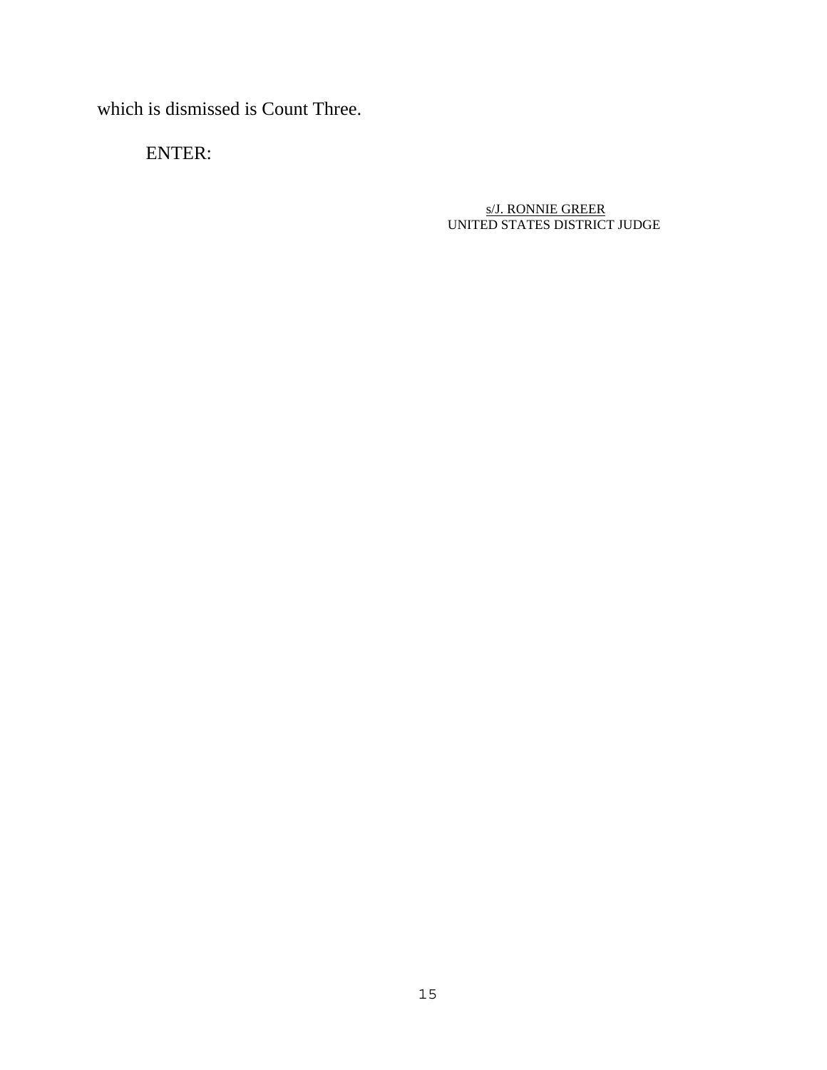which is dismissed is Count Three.

ENTER:

s/J. RONNIE GREER
UNITED STATES DISTRICT JUDGE